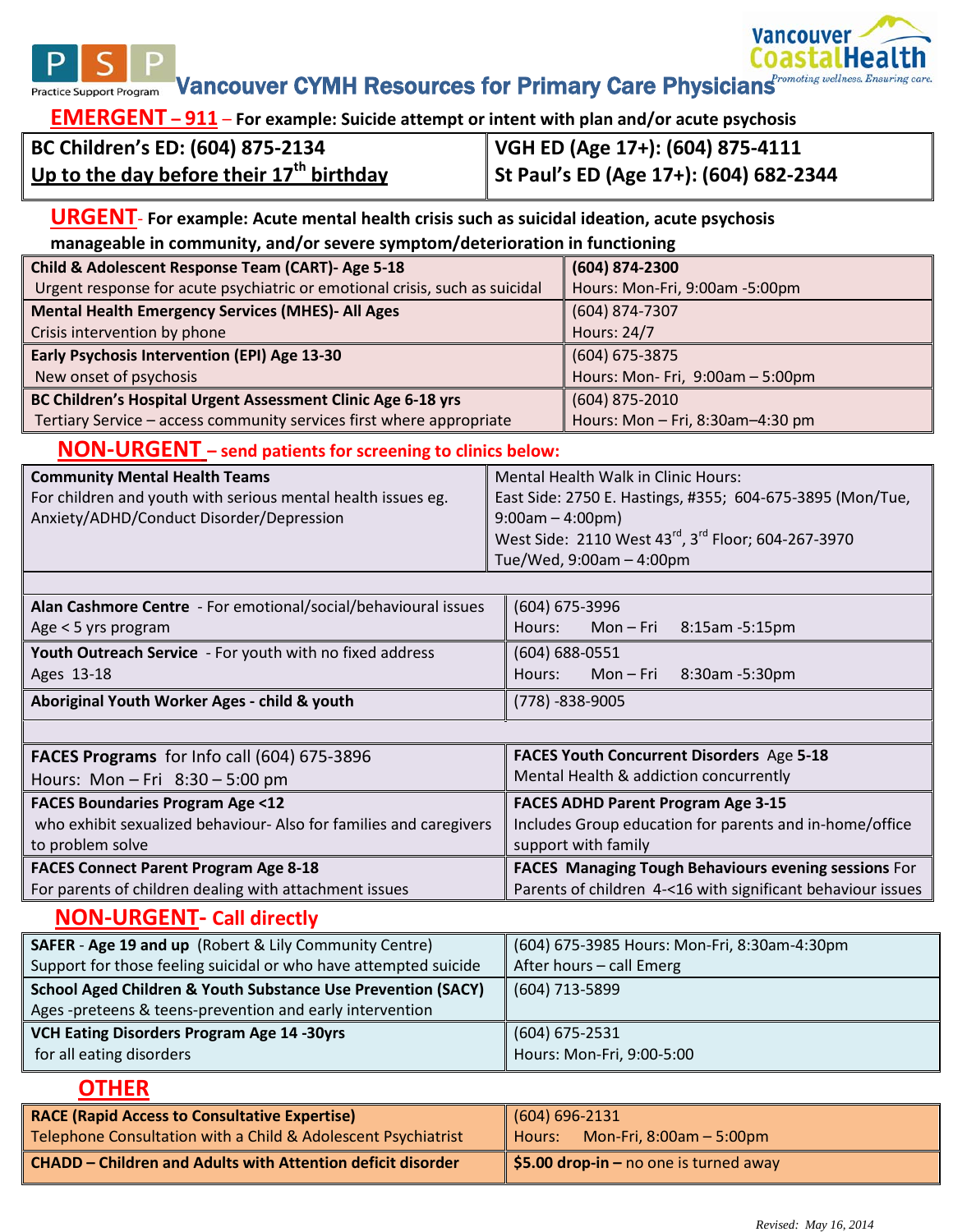# Vancouver CYMH Resources for Primary Care Physicians

PSP Practice Support Program — Vancouver Coastal Health *Promoting wellness. Ensuring care.*

## EMERGENT – 911 – For example: Suicide attempt or intent with plan and/or acute psychosis

| | |
|---|---|
| **BC Children's ED: (604) 875-2134**<br>**Up to the day before their 17th birthday** | **VGH ED (Age 17+): (604) 875-4111**<br>**St Paul's ED (Age 17+): (604) 682-2344** |

## URGENT- For example: Acute mental health crisis such as suicidal ideation, acute psychosis manageable in community, and/or severe symptom/deterioration in functioning

| Service | Contact |
|---|---|
| **Child & Adolescent Response Team (CART)- Age 5-18**<br>Urgent response for acute psychiatric or emotional crisis, such as suicidal | **(604) 874-2300**<br>Hours: Mon-Fri, 9:00am -5:00pm |
| **Mental Health Emergency Services (MHES)- All Ages**<br>Crisis intervention by phone | (604) 874-7307<br>Hours: 24/7 |
| **Early Psychosis Intervention (EPI) Age 13-30**<br>New onset of psychosis | (604) 675-3875<br>Hours: Mon- Fri, 9:00am – 5:00pm |
| **BC Children's Hospital Urgent Assessment Clinic Age 6-18 yrs**<br>Tertiary Service – access community services first where appropriate | (604) 875-2010<br>Hours: Mon – Fri, 8:30am–4:30 pm |

## NON-URGENT – send patients for screening to clinics below:

| Service | Contact |
|---|---|
| **Community Mental Health Teams**<br>For children and youth with serious mental health issues eg. Anxiety/ADHD/Conduct Disorder/Depression | Mental Health Walk in Clinic Hours:<br>East Side: 2750 E. Hastings, #355; 604-675-3895 (Mon/Tue, 9:00am – 4:00pm)<br>West Side: 2110 West 43rd, 3rd Floor; 604-267-3970 Tue/Wed, 9:00am – 4:00pm |
| **Alan Cashmore Centre** - For emotional/social/behavioural issues<br>Age < 5 yrs program | (604) 675-3996<br>Hours: Mon – Fri 8:15am -5:15pm |
| **Youth Outreach Service** - For youth with no fixed address<br>Ages 13-18 | (604) 688-0551<br>Hours: Mon – Fri 8:30am -5:30pm |
| **Aboriginal Youth Worker Ages - child & youth** | (778) -838-9005 |

| | |
|---|---|
| **FACES Programs** for Info call (604) 675-3896<br>Hours: Mon – Fri 8:30 – 5:00 pm | **FACES Youth Concurrent Disorders** Age **5-18**<br>Mental Health & addiction concurrently |
| **FACES Boundaries Program Age <12**<br>who exhibit sexualized behaviour- Also for families and caregivers to problem solve | **FACES ADHD Parent Program Age 3-15**<br>Includes Group education for parents and in-home/office support with family |
| **FACES Connect Parent Program Age 8-18**<br>For parents of children dealing with attachment issues | **FACES Managing Tough Behaviours evening sessions** For Parents of children 4-<16 with significant behaviour issues |

## NON-URGENT- Call directly

| Service | Contact |
|---|---|
| **SAFER - Age 19 and up** (Robert & Lily Community Centre)<br>Support for those feeling suicidal or who have attempted suicide | (604) 675-3985 Hours: Mon-Fri, 8:30am-4:30pm<br>After hours – call Emerg |
| **School Aged Children & Youth Substance Use Prevention (SACY)**<br>Ages -preteens & teens-prevention and early intervention | (604) 713-5899 |
| **VCH Eating Disorders Program Age 14 -30yrs**<br>for all eating disorders | (604) 675-2531<br>Hours: Mon-Fri, 9:00-5:00 |

## OTHER

| Service | Contact |
|---|---|
| **RACE (Rapid Access to Consultative Expertise)**<br>Telephone Consultation with a Child & Adolescent Psychiatrist | (604) 696-2131<br>Hours: Mon-Fri, 8:00am – 5:00pm |
| **CHADD – Children and Adults with Attention deficit disorder** | **$5.00 drop-in –** no one is turned away |

*Revised: May 16, 2014*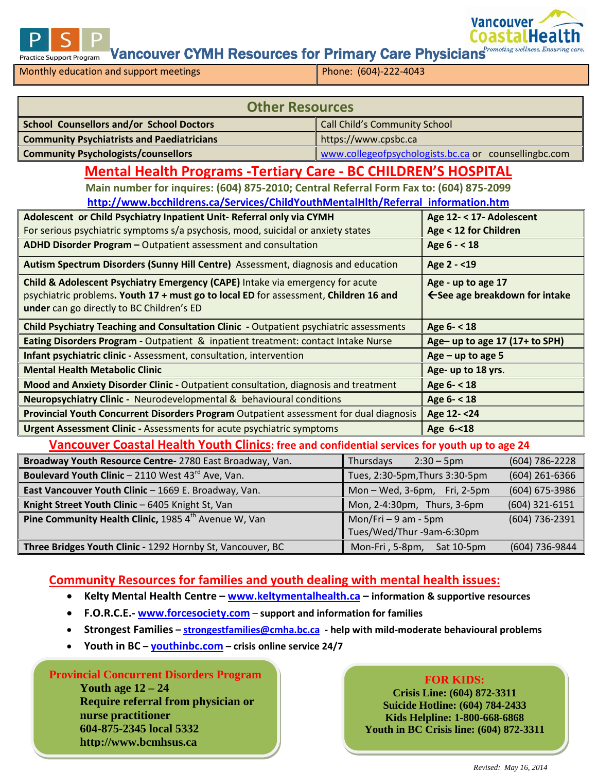# Vancouver CYMH Resources for Primary Care Physicians

| | |
|---|---|
| Monthly education and support meetings | Phone: (604)-222-4043 |

## Other Resources

| | |
|---|---|
| **School Counsellors and/or School Doctors** | Call Child's Community School |
| **Community Psychiatrists and Paediatricians** | https://www.cpsbc.ca |
| **Community Psychologists/counsellors** | www.collegeofpsychologists.bc.ca or counsellingbc.com |

## Mental Health Programs -Tertiary Care - BC CHILDREN'S HOSPITAL

**Main number for inquires: (604) 875-2010; Central Referral Form Fax to: (604) 875-2099**

**http://www.bcchildrens.ca/Services/ChildYouthMentalHlth/Referral_information.htm**

| | |
|---|---|
| **Adolescent or Child Psychiatry Inpatient Unit- Referral only via CYMH** For serious psychiatric symptoms s/a psychosis, mood, suicidal or anxiety states | **Age 12- < 17- Adolescent** **Age < 12 for Children** |
| **ADHD Disorder Program –** Outpatient assessment and consultation | **Age 6 - < 18** |
| **Autism Spectrum Disorders (Sunny Hill Centre)** Assessment, diagnosis and education | **Age 2 - <19** |
| **Child & Adolescent Psychiatry Emergency (CAPE)** Intake via emergency for acute psychiatric problems. **Youth 17 + must go to local ED** for assessment, **Children 16 and under** can go directly to BC Children's ED | **Age - up to age 17** **←See age breakdown for intake** |
| **Child Psychiatry Teaching and Consultation Clinic** - Outpatient psychiatric assessments | **Age 6- < 18** |
| **Eating Disorders Program -** Outpatient & inpatient treatment: contact Intake Nurse | **Age– up to age 17 (17+ to SPH)** |
| **Infant psychiatric clinic -** Assessment, consultation, intervention | **Age – up to age 5** |
| **Mental Health Metabolic Clinic** | **Age- up to 18 yrs.** |
| **Mood and Anxiety Disorder Clinic -** Outpatient consultation, diagnosis and treatment | **Age 6- < 18** |
| **Neuropsychiatry Clinic -** Neurodevelopmental & behavioural conditions | **Age 6- < 18** |
| **Provincial Youth Concurrent Disorders Program** Outpatient assessment for dual diagnosis | **Age 12- <24** |
| **Urgent Assessment Clinic -** Assessments for acute psychiatric symptoms | **Age 6-<18** |

## Vancouver Coastal Health Youth Clinics: free and confidential services for youth up to age 24

| | | |
|---|---|---|
| **Broadway Youth Resource Centre-** 2780 East Broadway, Van. | Thursdays 2:30 – 5pm | (604) 786-2228 |
| **Boulevard Youth Clinic** – 2110 West 43rd Ave, Van. | Tues, 2:30-5pm,Thurs 3:30-5pm | (604) 261-6366 |
| **East Vancouver Youth Clinic** – 1669 E. Broadway, Van. | Mon – Wed, 3-6pm, Fri, 2-5pm | (604) 675-3986 |
| **Knight Street Youth Clinic** – 6405 Knight St, Van | Mon, 2-4:30pm, Thurs, 3-6pm | (604) 321-6151 |
| **Pine Community Health Clinic,** 1985 4th Avenue W, Van | Mon/Fri – 9 am - 5pm Tues/Wed/Thur -9am-6:30pm | (604) 736-2391 |
| **Three Bridges Youth Clinic -** 1292 Hornby St, Vancouver, BC | Mon-Fri , 5-8pm, Sat 10-5pm | (604) 736-9844 |

## Community Resources for families and youth dealing with mental health issues:

- **Kelty Mental Health Centre – www.keltymentalhealth.ca – information & supportive resources**
- **F.O.R.C.E.- www.forcesociety.com – support and information for families**
- **Strongest Families – strongestfamilies@cmha.bc.ca - help with mild-moderate behavioural problems**
- **Youth in BC – youthinbc.com – crisis online service 24/7**

**Provincial Concurrent Disorders Program**
**Youth age 12 – 24**
**Require referral from physician or nurse practitioner**
**604-875-2345 local 5332**
**http://www.bcmhsus.ca**

**FOR KIDS:**
**Crisis Line: (604) 872-3311**
**Suicide Hotline: (604) 784-2433**
**Kids Helpline: 1-800-668-6868**
**Youth in BC Crisis line: (604) 872-3311**

*Revised: May 16, 2014*